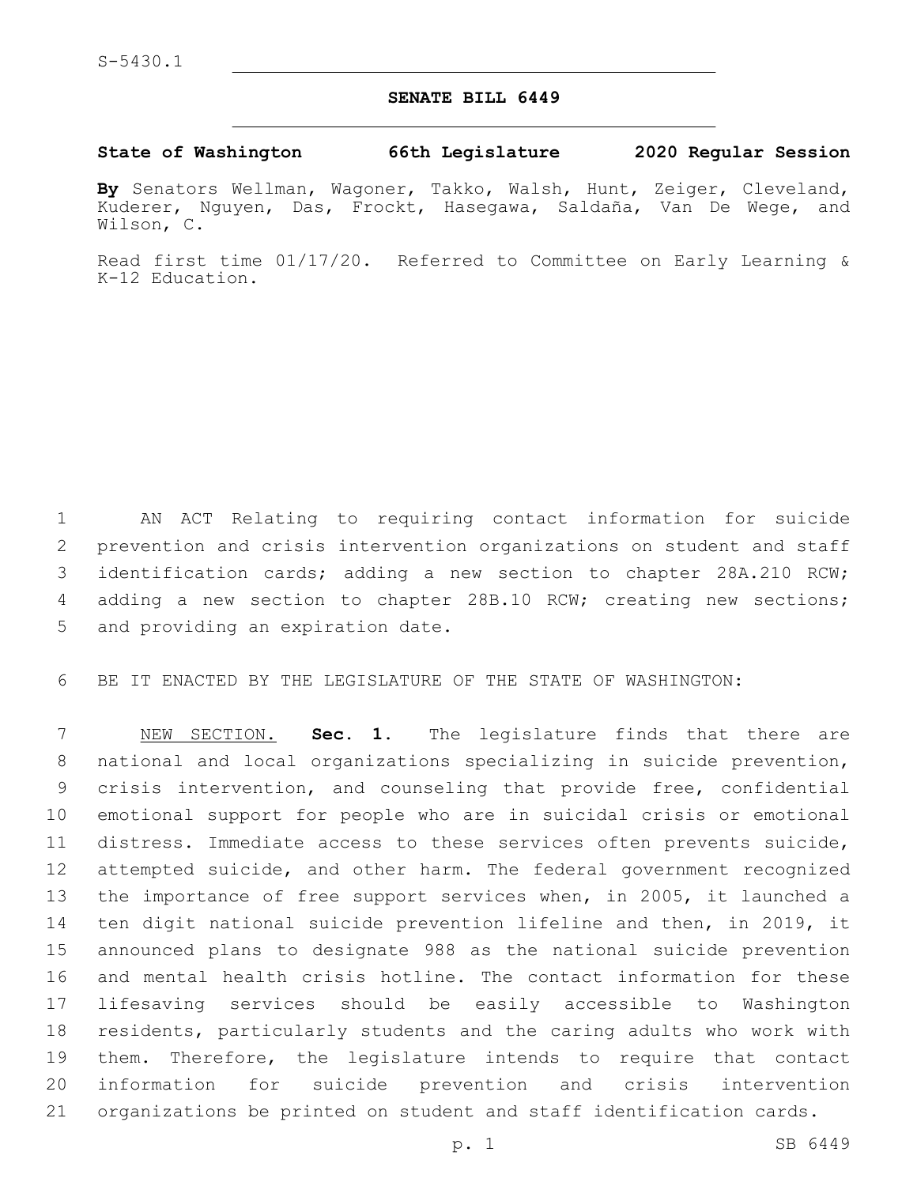S-5430.1

## SENATE BILL 6449

**State of Washington 66th Legislature 2020 Regular Session**

**By** Senators Wellman, Wagoner, Takko, Walsh, Hunt, Zeiger, Cleveland, Kuderer, Nguyen, Das, Frockt, Hasegawa, Saldaña, Van De Wege, and Wilson, C.

Read first time 01/17/20. Referred to Committee on Early Learning & K-12 Education.

AN ACT Relating to requiring contact information for suicide prevention and crisis intervention organizations on student and staff identification cards; adding a new section to chapter 28A.210 RCW; adding a new section to chapter 28B.10 RCW; creating new sections; and providing an expiration date.

BE IT ENACTED BY THE LEGISLATURE OF THE STATE OF WASHINGTON:

NEW SECTION. **Sec. 1.** The legislature finds that there are national and local organizations specializing in suicide prevention, crisis intervention, and counseling that provide free, confidential emotional support for people who are in suicidal crisis or emotional distress. Immediate access to these services often prevents suicide, attempted suicide, and other harm. The federal government recognized the importance of free support services when, in 2005, it launched a ten digit national suicide prevention lifeline and then, in 2019, it announced plans to designate 988 as the national suicide prevention and mental health crisis hotline. The contact information for these lifesaving services should be easily accessible to Washington residents, particularly students and the caring adults who work with them. Therefore, the legislature intends to require that contact information for suicide prevention and crisis intervention organizations be printed on student and staff identification cards.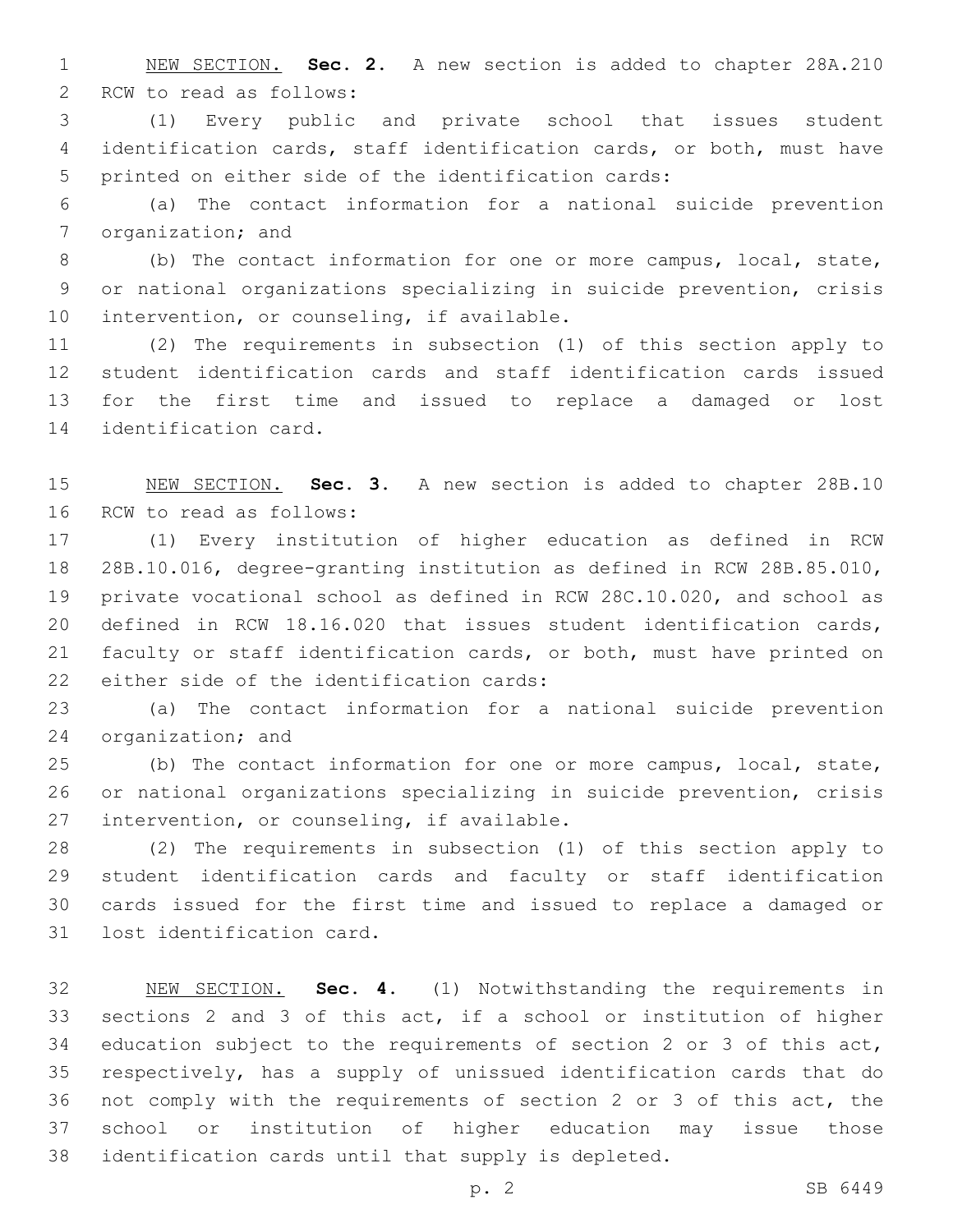NEW SECTION. **Sec. 2.** A new section is added to chapter 28A.210 RCW to read as follows:

(1) Every public and private school that issues student identification cards, staff identification cards, or both, must have printed on either side of the identification cards:

(a) The contact information for a national suicide prevention organization; and

(b) The contact information for one or more campus, local, state, or national organizations specializing in suicide prevention, crisis intervention, or counseling, if available.

(2) The requirements in subsection (1) of this section apply to student identification cards and staff identification cards issued for the first time and issued to replace a damaged or lost identification card.

NEW SECTION. **Sec. 3.** A new section is added to chapter 28B.10 RCW to read as follows:

(1) Every institution of higher education as defined in RCW 28B.10.016, degree-granting institution as defined in RCW 28B.85.010, private vocational school as defined in RCW 28C.10.020, and school as defined in RCW 18.16.020 that issues student identification cards, faculty or staff identification cards, or both, must have printed on either side of the identification cards:

(a) The contact information for a national suicide prevention organization; and

(b) The contact information for one or more campus, local, state, or national organizations specializing in suicide prevention, crisis intervention, or counseling, if available.

(2) The requirements in subsection (1) of this section apply to student identification cards and faculty or staff identification cards issued for the first time and issued to replace a damaged or lost identification card.

NEW SECTION. **Sec. 4.** (1) Notwithstanding the requirements in sections 2 and 3 of this act, if a school or institution of higher education subject to the requirements of section 2 or 3 of this act, respectively, has a supply of unissued identification cards that do not comply with the requirements of section 2 or 3 of this act, the school or institution of higher education may issue those identification cards until that supply is depleted.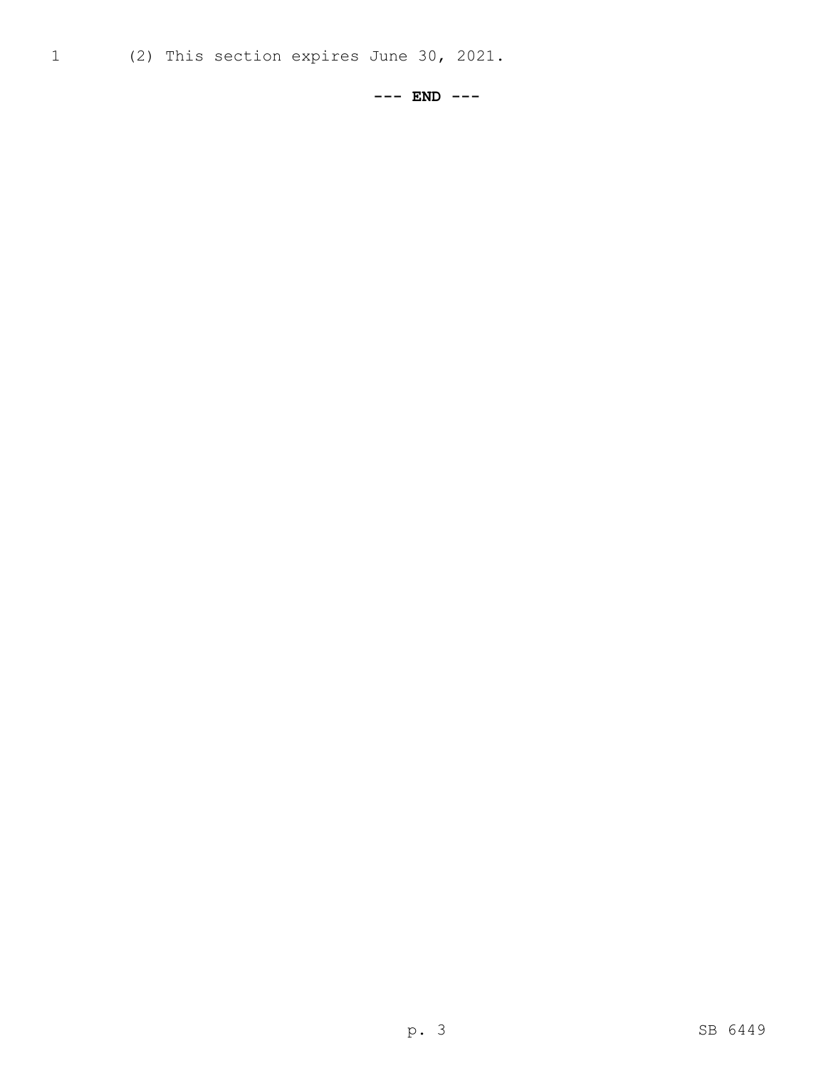(2) This section expires June 30, 2021.

**--- END ---**